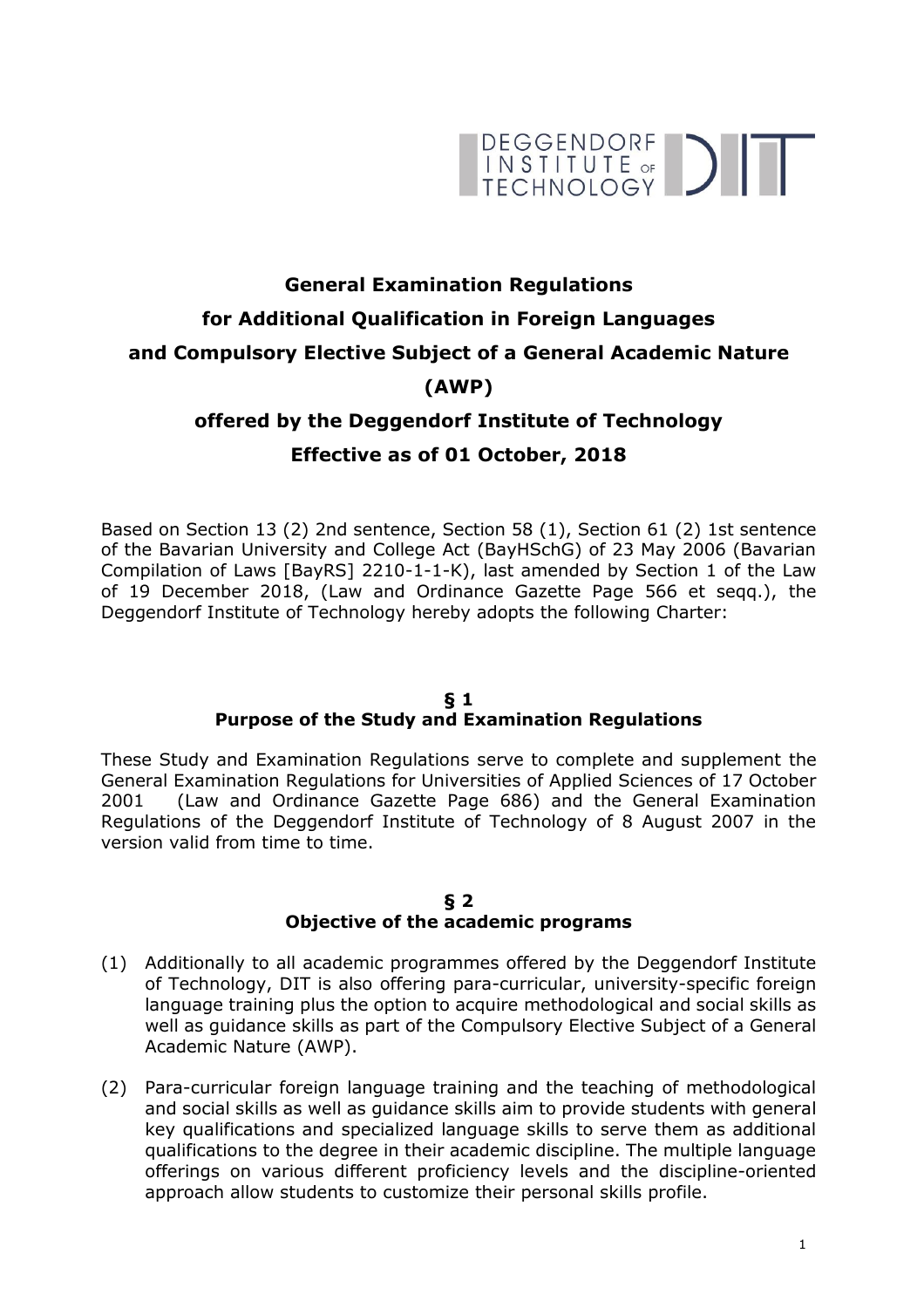# General Examination Regulations for Additional Qualification in Foreign Languages and Compulsory Elective Subject of a General Academic Nature (AWP) offered by the Deggendorf Institute of Technology Effective as of 01 October, 2018

Based on Section 13 (2) 2nd sentence, Section 58 (1), Section 61 (2) 1st sentence of the Bavarian University and College Act (BayHSchG) of 23 May 2006 (Bavarian Compilation of Laws [BayRS] 2210-1-1-K), last amended by Section 1 of the Law of 19 December 2018, (Law and Ordinance Gazette Page 566 et seqq.), the Deggendorf Institute of Technology hereby adopts the following Charter:

## § 1 Purpose of the Study and Examination Regulations

These Study and Examination Regulations serve to complete and supplement the General Examination Regulations for Universities of Applied Sciences of 17 October 2001 (Law and Ordinance Gazette Page 686) and the General Examination Regulations of the Deggendorf Institute of Technology of 8 August 2007 in the version valid from time to time.

## § 2 Objective of the academic programs

(1) Additionally to all academic programmes offered by the Deggendorf Institute of Technology, DIT is also offering para-curricular, university-specific foreign language training plus the option to acquire methodological and social skills as well as guidance skills as part of the Compulsory Elective Subject of a General Academic Nature (AWP).

(2) Para-curricular foreign language training and the teaching of methodological and social skills as well as guidance skills aim to provide students with general key qualifications and specialized language skills to serve them as additional qualifications to the degree in their academic discipline. The multiple language offerings on various different proficiency levels and the discipline-oriented approach allow students to customize their personal skills profile.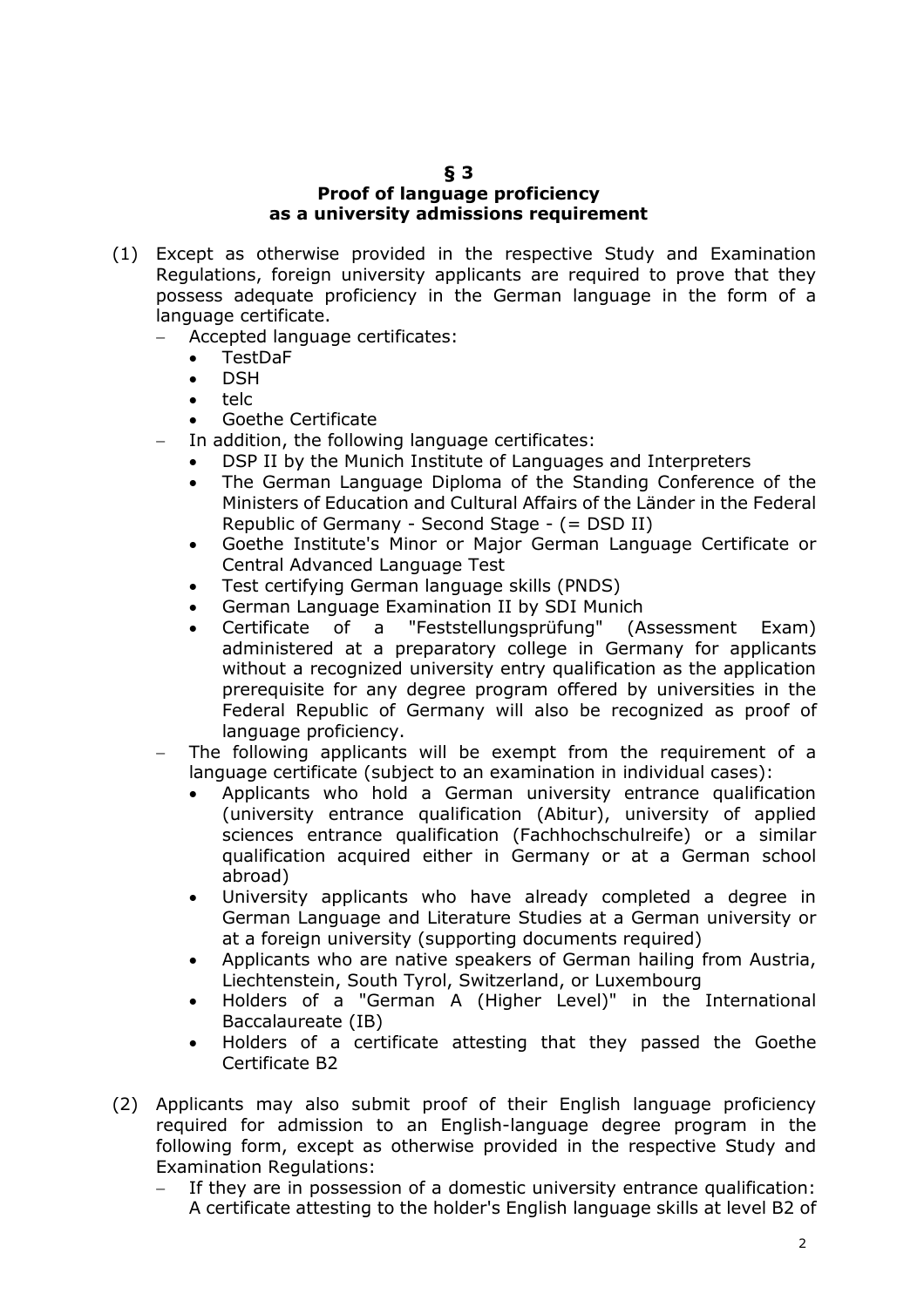## § 3
## Proof of language proficiency as a university admissions requirement

(1) Except as otherwise provided in the respective Study and Examination Regulations, foreign university applicants are required to prove that they possess adequate proficiency in the German language in the form of a language certificate.

- Accepted language certificates:
  - TestDaF
  - DSH
  - telc
  - Goethe Certificate
- In addition, the following language certificates:
  - DSP II by the Munich Institute of Languages and Interpreters
  - The German Language Diploma of the Standing Conference of the Ministers of Education and Cultural Affairs of the Länder in the Federal Republic of Germany - Second Stage - (= DSD II)
  - Goethe Institute's Minor or Major German Language Certificate or Central Advanced Language Test
  - Test certifying German language skills (PNDS)
  - German Language Examination II by SDI Munich
  - Certificate of a "Feststellungsprüfung" (Assessment Exam) administered at a preparatory college in Germany for applicants without a recognized university entry qualification as the application prerequisite for any degree program offered by universities in the Federal Republic of Germany will also be recognized as proof of language proficiency.
- The following applicants will be exempt from the requirement of a language certificate (subject to an examination in individual cases):
  - Applicants who hold a German university entrance qualification (university entrance qualification (Abitur), university of applied sciences entrance qualification (Fachhochschulreife) or a similar qualification acquired either in Germany or at a German school abroad)
  - University applicants who have already completed a degree in German Language and Literature Studies at a German university or at a foreign university (supporting documents required)
  - Applicants who are native speakers of German hailing from Austria, Liechtenstein, South Tyrol, Switzerland, or Luxembourg
  - Holders of a "German A (Higher Level)" in the International Baccalaureate (IB)
  - Holders of a certificate attesting that they passed the Goethe Certificate B2

(2) Applicants may also submit proof of their English language proficiency required for admission to an English-language degree program in the following form, except as otherwise provided in the respective Study and Examination Regulations:

- If they are in possession of a domestic university entrance qualification: A certificate attesting to the holder's English language skills at level B2 of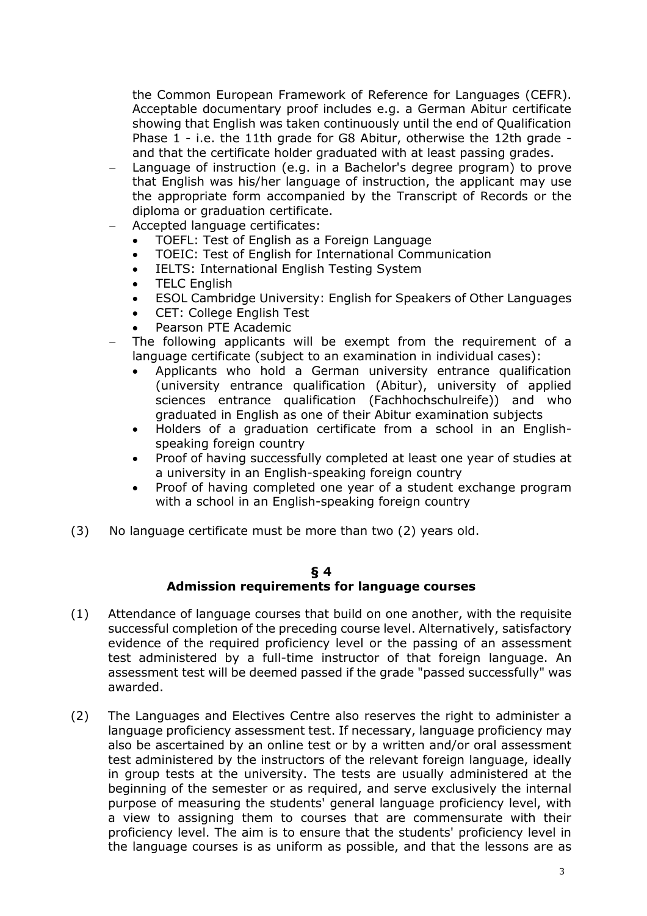the Common European Framework of Reference for Languages (CEFR). Acceptable documentary proof includes e.g. a German Abitur certificate showing that English was taken continuously until the end of Qualification Phase 1 - i.e. the 11th grade for G8 Abitur, otherwise the 12th grade - and that the certificate holder graduated with at least passing grades.

- Language of instruction (e.g. in a Bachelor's degree program) to prove that English was his/her language of instruction, the applicant may use the appropriate form accompanied by the Transcript of Records or the diploma or graduation certificate.
- Accepted language certificates:
  - TOEFL: Test of English as a Foreign Language
  - TOEIC: Test of English for International Communication
  - IELTS: International English Testing System
  - TELC English
  - ESOL Cambridge University: English for Speakers of Other Languages
  - CET: College English Test
  - Pearson PTE Academic
- The following applicants will be exempt from the requirement of a language certificate (subject to an examination in individual cases):
  - Applicants who hold a German university entrance qualification (university entrance qualification (Abitur), university of applied sciences entrance qualification (Fachhochschulreife)) and who graduated in English as one of their Abitur examination subjects
  - Holders of a graduation certificate from a school in an English-speaking foreign country
  - Proof of having successfully completed at least one year of studies at a university in an English-speaking foreign country
  - Proof of having completed one year of a student exchange program with a school in an English-speaking foreign country

(3) No language certificate must be more than two (2) years old.

## § 4
## Admission requirements for language courses

(1) Attendance of language courses that build on one another, with the requisite successful completion of the preceding course level. Alternatively, satisfactory evidence of the required proficiency level or the passing of an assessment test administered by a full-time instructor of that foreign language. An assessment test will be deemed passed if the grade "passed successfully" was awarded.

(2) The Languages and Electives Centre also reserves the right to administer a language proficiency assessment test. If necessary, language proficiency may also be ascertained by an online test or by a written and/or oral assessment test administered by the instructors of the relevant foreign language, ideally in group tests at the university. The tests are usually administered at the beginning of the semester or as required, and serve exclusively the internal purpose of measuring the students' general language proficiency level, with a view to assigning them to courses that are commensurate with their proficiency level. The aim is to ensure that the students' proficiency level in the language courses is as uniform as possible, and that the lessons are as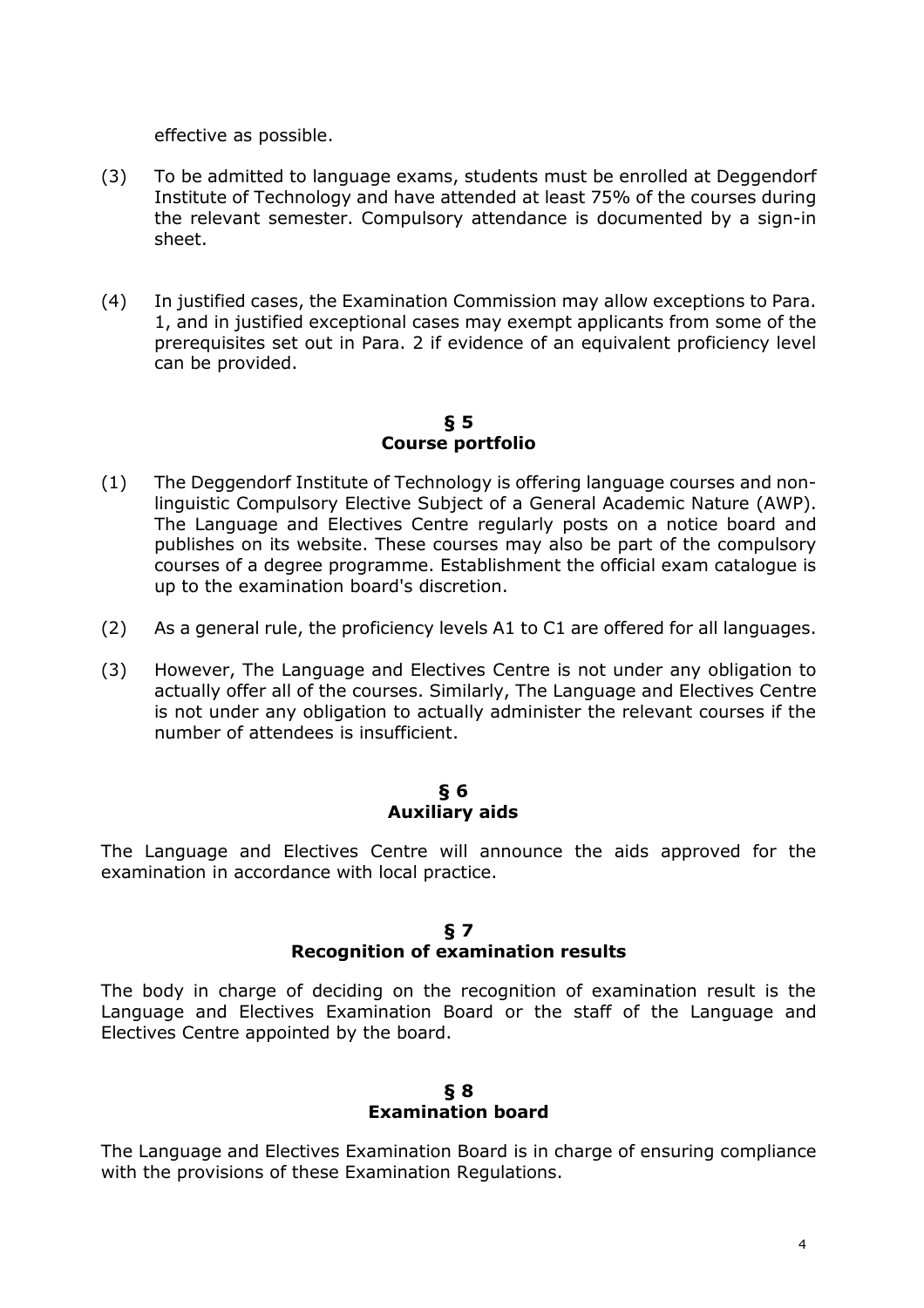effective as possible.

(3) To be admitted to language exams, students must be enrolled at Deggendorf Institute of Technology and have attended at least 75% of the courses during the relevant semester. Compulsory attendance is documented by a sign-in sheet.

(4) In justified cases, the Examination Commission may allow exceptions to Para. 1, and in justified exceptional cases may exempt applicants from some of the prerequisites set out in Para. 2 if evidence of an equivalent proficiency level can be provided.

## § 5
## Course portfolio

(1) The Deggendorf Institute of Technology is offering language courses and non-linguistic Compulsory Elective Subject of a General Academic Nature (AWP). The Language and Electives Centre regularly posts on a notice board and publishes on its website. These courses may also be part of the compulsory courses of a degree programme. Establishment the official exam catalogue is up to the examination board's discretion.

(2) As a general rule, the proficiency levels A1 to C1 are offered for all languages.

(3) However, The Language and Electives Centre is not under any obligation to actually offer all of the courses. Similarly, The Language and Electives Centre is not under any obligation to actually administer the relevant courses if the number of attendees is insufficient.

## § 6
## Auxiliary aids

The Language and Electives Centre will announce the aids approved for the examination in accordance with local practice.

## § 7
## Recognition of examination results

The body in charge of deciding on the recognition of examination result is the Language and Electives Examination Board or the staff of the Language and Electives Centre appointed by the board.

## § 8
## Examination board

The Language and Electives Examination Board is in charge of ensuring compliance with the provisions of these Examination Regulations.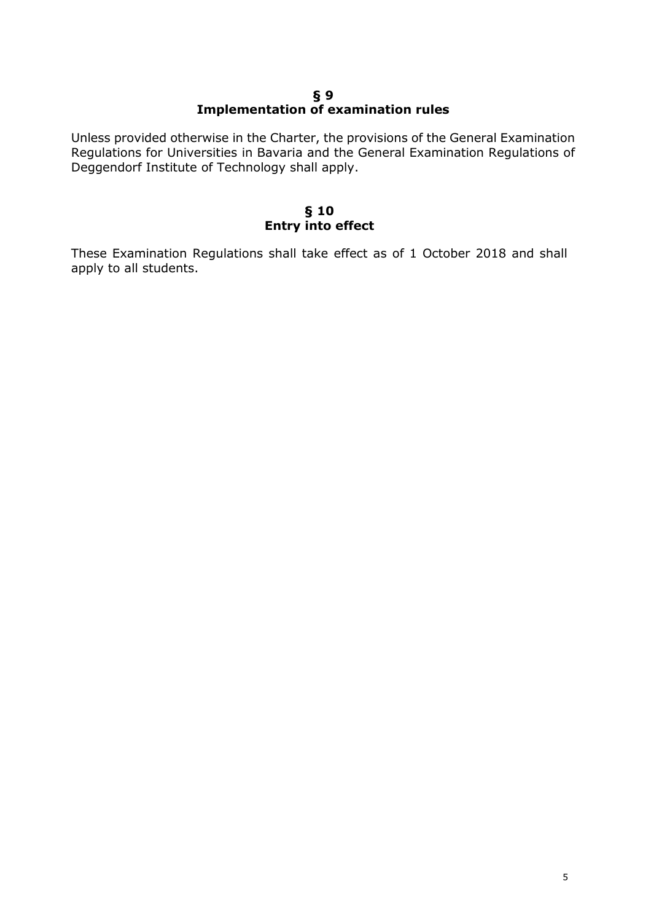## § 9
## Implementation of examination rules

Unless provided otherwise in the Charter, the provisions of the General Examination Regulations for Universities in Bavaria and the General Examination Regulations of Deggendorf Institute of Technology shall apply.

## § 10
## Entry into effect

These Examination Regulations shall take effect as of 1 October 2018 and shall apply to all students.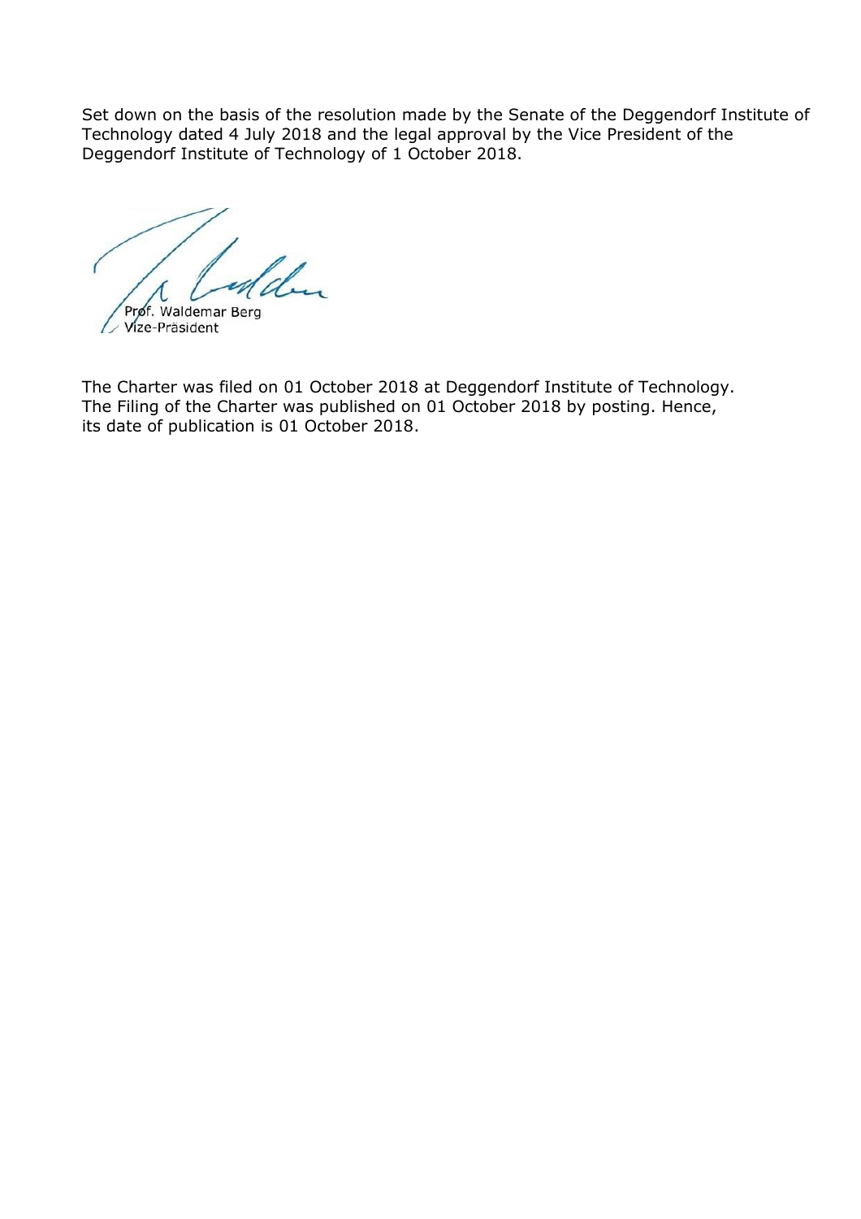Set down on the basis of the resolution made by the Senate of the Deggendorf Institute of Technology dated 4 July 2018 and the legal approval by the Vice President of the Deggendorf Institute of Technology of 1 October 2018.

Prof. Waldemar Berg
Vize-Präsident

The Charter was filed on 01 October 2018 at Deggendorf Institute of Technology. The Filing of the Charter was published on 01 October 2018 by posting. Hence, its date of publication is 01 October 2018.